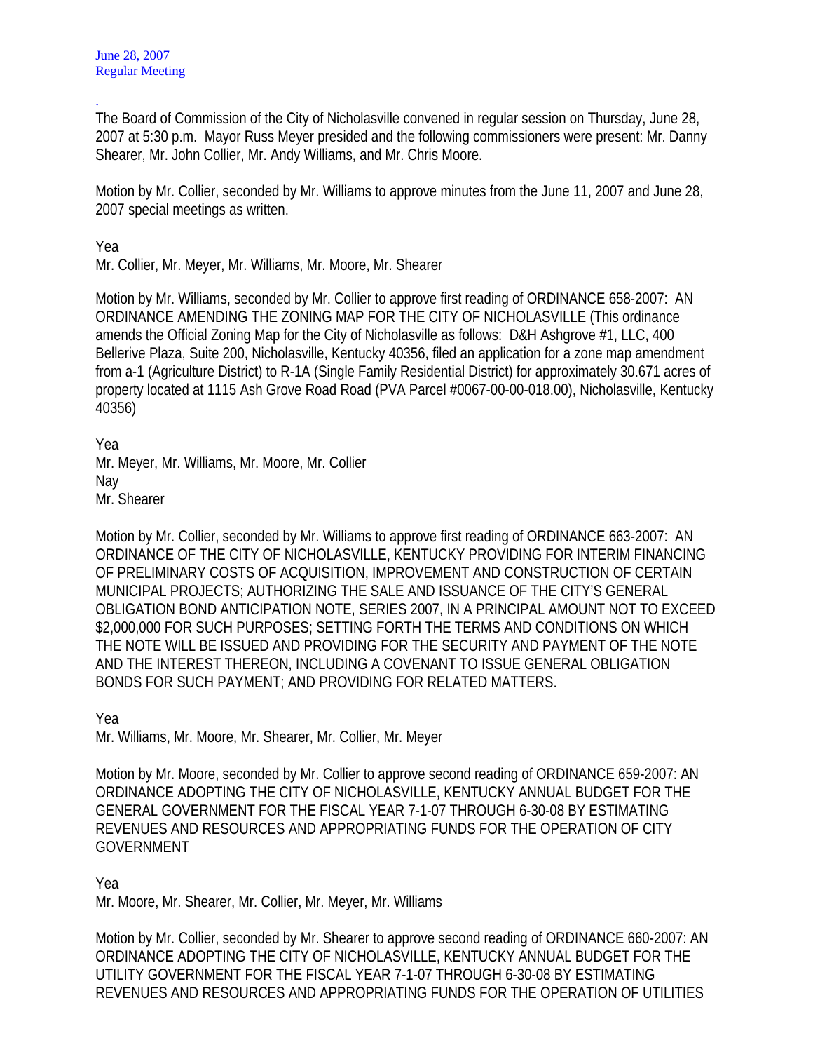June 28, 2007
Regular Meeting

.
The Board of Commission of the City of Nicholasville convened in regular session on Thursday, June 28, 2007 at 5:30 p.m. Mayor Russ Meyer presided and the following commissioners were present: Mr. Danny Shearer, Mr. John Collier, Mr. Andy Williams, and Mr. Chris Moore.

Motion by Mr. Collier, seconded by Mr. Williams to approve minutes from the June 11, 2007 and June 28, 2007 special meetings as written.

Yea
Mr. Collier, Mr. Meyer, Mr. Williams, Mr. Moore, Mr. Shearer

Motion by Mr. Williams, seconded by Mr. Collier to approve first reading of ORDINANCE 658-2007: AN ORDINANCE AMENDING THE ZONING MAP FOR THE CITY OF NICHOLASVILLE (This ordinance amends the Official Zoning Map for the City of Nicholasville as follows: D&H Ashgrove #1, LLC, 400 Bellerive Plaza, Suite 200, Nicholasville, Kentucky 40356, filed an application for a zone map amendment from a-1 (Agriculture District) to R-1A (Single Family Residential District) for approximately 30.671 acres of property located at 1115 Ash Grove Road Road (PVA Parcel #0067-00-00-018.00), Nicholasville, Kentucky 40356)

Yea
Mr. Meyer, Mr. Williams, Mr. Moore, Mr. Collier
Nay
Mr. Shearer

Motion by Mr. Collier, seconded by Mr. Williams to approve first reading of ORDINANCE 663-2007: AN ORDINANCE OF THE CITY OF NICHOLASVILLE, KENTUCKY PROVIDING FOR INTERIM FINANCING OF PRELIMINARY COSTS OF ACQUISITION, IMPROVEMENT AND CONSTRUCTION OF CERTAIN MUNICIPAL PROJECTS; AUTHORIZING THE SALE AND ISSUANCE OF THE CITY'S GENERAL OBLIGATION BOND ANTICIPATION NOTE, SERIES 2007, IN A PRINCIPAL AMOUNT NOT TO EXCEED $2,000,000 FOR SUCH PURPOSES; SETTING FORTH THE TERMS AND CONDITIONS ON WHICH THE NOTE WILL BE ISSUED AND PROVIDING FOR THE SECURITY AND PAYMENT OF THE NOTE AND THE INTEREST THEREON, INCLUDING A COVENANT TO ISSUE GENERAL OBLIGATION BONDS FOR SUCH PAYMENT; AND PROVIDING FOR RELATED MATTERS.

Yea
Mr. Williams, Mr. Moore, Mr. Shearer, Mr. Collier, Mr. Meyer

Motion by Mr. Moore, seconded by Mr. Collier to approve second reading of ORDINANCE 659-2007: AN ORDINANCE ADOPTING THE CITY OF NICHOLASVILLE, KENTUCKY ANNUAL BUDGET FOR THE GENERAL GOVERNMENT FOR THE FISCAL YEAR 7-1-07 THROUGH 6-30-08 BY ESTIMATING REVENUES AND RESOURCES AND APPROPRIATING FUNDS FOR THE OPERATION OF CITY GOVERNMENT

Yea
Mr. Moore, Mr. Shearer, Mr. Collier, Mr. Meyer, Mr. Williams

Motion by Mr. Collier, seconded by Mr. Shearer to approve second reading of ORDINANCE 660-2007: AN ORDINANCE ADOPTING THE CITY OF NICHOLASVILLE, KENTUCKY ANNUAL BUDGET FOR THE UTILITY GOVERNMENT FOR THE FISCAL YEAR 7-1-07 THROUGH 6-30-08 BY ESTIMATING REVENUES AND RESOURCES AND APPROPRIATING FUNDS FOR THE OPERATION OF UTILITIES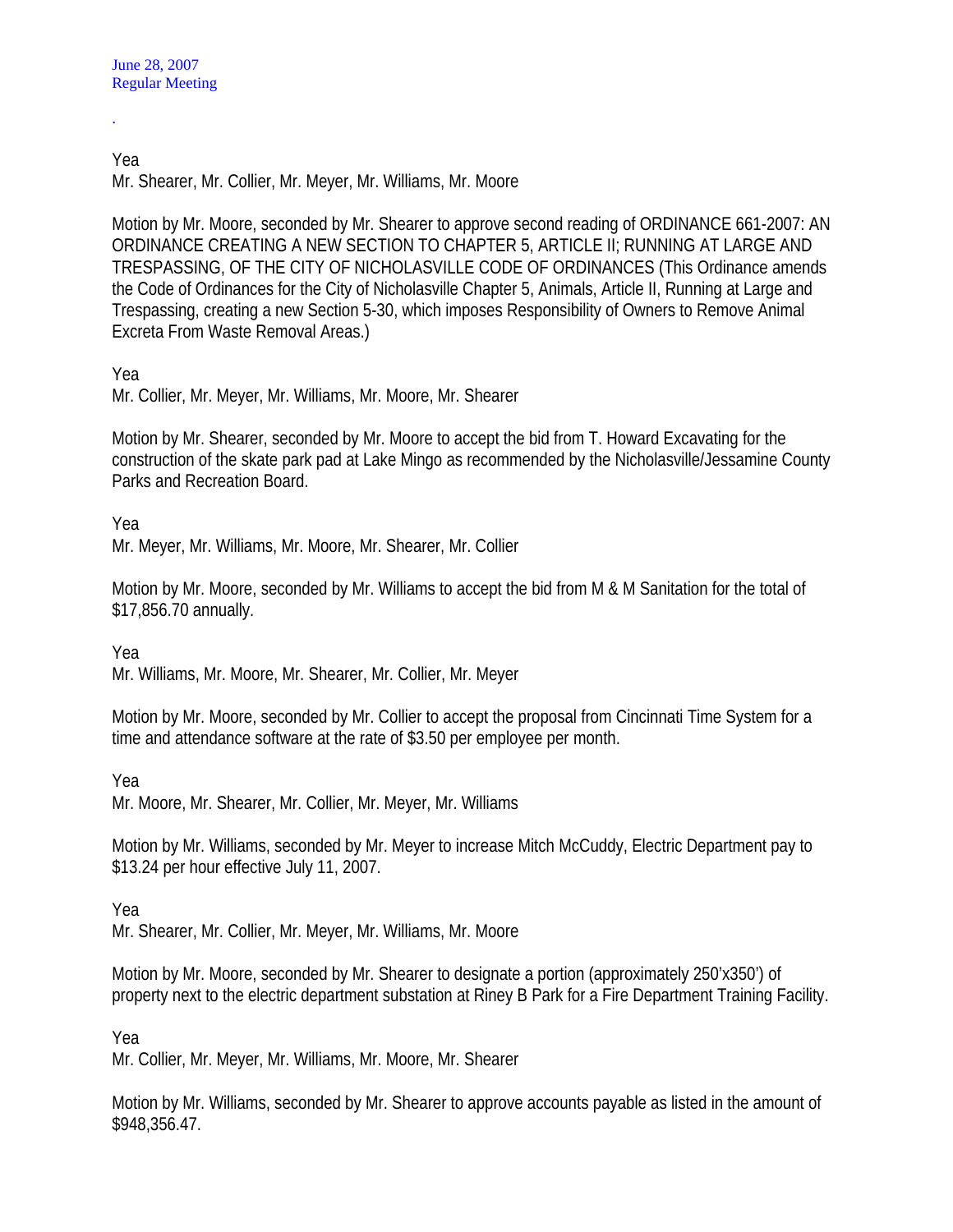.

Yea
Mr. Shearer, Mr. Collier, Mr. Meyer, Mr. Williams, Mr. Moore

Motion by Mr. Moore, seconded by Mr. Shearer to approve second reading of ORDINANCE 661-2007: AN ORDINANCE CREATING A NEW SECTION TO CHAPTER 5, ARTICLE II; RUNNING AT LARGE AND TRESPASSING, OF THE CITY OF NICHOLASVILLE CODE OF ORDINANCES (This Ordinance amends the Code of Ordinances for the City of Nicholasville Chapter 5, Animals, Article II, Running at Large and Trespassing, creating a new Section 5-30, which imposes Responsibility of Owners to Remove Animal Excreta From Waste Removal Areas.)

Yea
Mr. Collier, Mr. Meyer, Mr. Williams, Mr. Moore, Mr. Shearer

Motion by Mr. Shearer, seconded by Mr. Moore to accept the bid from T. Howard Excavating for the construction of the skate park pad at Lake Mingo as recommended by the Nicholasville/Jessamine County Parks and Recreation Board.

Yea
Mr. Meyer, Mr. Williams, Mr. Moore, Mr. Shearer, Mr. Collier

Motion by Mr. Moore, seconded by Mr. Williams to accept the bid from M & M Sanitation for the total of $17,856.70 annually.

Yea
Mr. Williams, Mr. Moore, Mr. Shearer, Mr. Collier, Mr. Meyer

Motion by Mr. Moore, seconded by Mr. Collier to accept the proposal from Cincinnati Time System for a time and attendance software at the rate of $3.50 per employee per month.

Yea
Mr. Moore, Mr. Shearer, Mr. Collier, Mr. Meyer, Mr. Williams

Motion by Mr. Williams, seconded by Mr. Meyer to increase Mitch McCuddy, Electric Department pay to $13.24 per hour effective July 11, 2007.

Yea
Mr. Shearer, Mr. Collier, Mr. Meyer, Mr. Williams, Mr. Moore

Motion by Mr. Moore, seconded by Mr. Shearer to designate a portion (approximately 250'x350') of property next to the electric department substation at Riney B Park for a Fire Department Training Facility.

Yea
Mr. Collier, Mr. Meyer, Mr. Williams, Mr. Moore, Mr. Shearer

Motion by Mr. Williams, seconded by Mr. Shearer to approve accounts payable as listed in the amount of $948,356.47.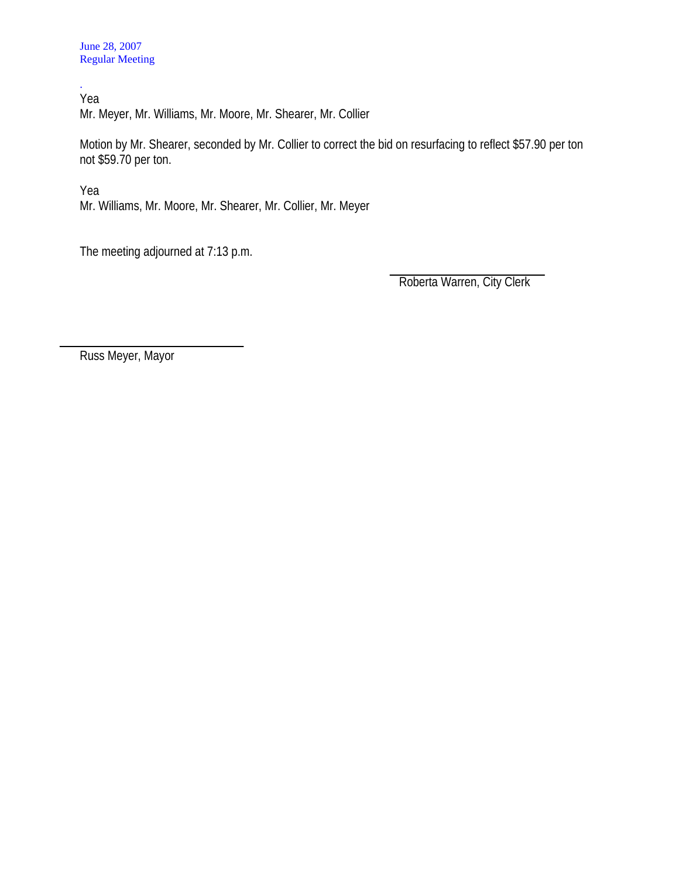.
Yea
Mr. Meyer, Mr. Williams, Mr. Moore, Mr. Shearer, Mr. Collier

Motion by Mr. Shearer, seconded by Mr. Collier to correct the bid on resurfacing to reflect $57.90 per ton not $59.70 per ton.

Yea
Mr. Williams, Mr. Moore, Mr. Shearer, Mr. Collier, Mr. Meyer

The meeting adjourned at 7:13 p.m.

Roberta Warren, City Clerk

Russ Meyer, Mayor